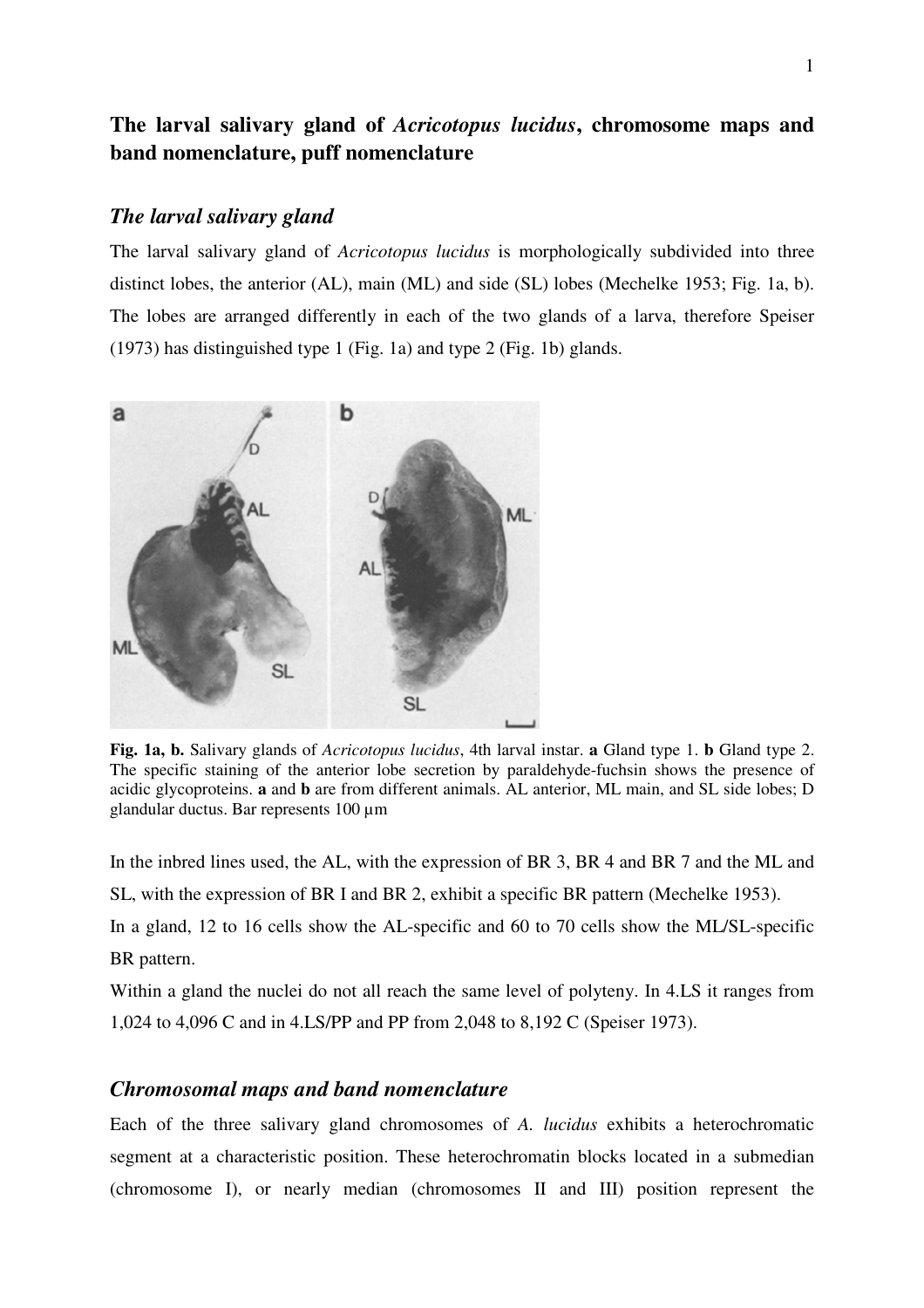# The larval salivary gland of *Acricotopus lucidus*, chromosome maps and band nomenclature, puff nomenclature

## *The larval salivary gland*

The larval salivary gland of *Acricotopus lucidus* is morphologically subdivided into three distinct lobes, the anterior (AL), main (ML) and side (SL) lobes (Mechelke 1953; Fig. 1a, b). The lobes are arranged differently in each of the two glands of a larva, therefore Speiser (1973) has distinguished type 1 (Fig. 1a) and type 2 (Fig. 1b) glands.

**Fig. 1a, b.** Salivary glands of *Acricotopus lucidus*, 4th larval instar. **a** Gland type 1. **b** Gland type 2. The specific staining of the anterior lobe secretion by paraldehyde-fuchsin shows the presence of acidic glycoproteins. **a** and **b** are from different animals. AL anterior, ML main, and SL side lobes; D glandular ductus. Bar represents 100 µm

In the inbred lines used, the AL, with the expression of BR 3, BR 4 and BR 7 and the ML and SL, with the expression of BR I and BR 2, exhibit a specific BR pattern (Mechelke 1953).

In a gland, 12 to 16 cells show the AL-specific and 60 to 70 cells show the ML/SL-specific BR pattern.

Within a gland the nuclei do not all reach the same level of polyteny. In 4.LS it ranges from 1,024 to 4,096 C and in 4.LS/PP and PP from 2,048 to 8,192 C (Speiser 1973).

## *Chromosomal maps and band nomenclature*

Each of the three salivary gland chromosomes of *A. lucidus* exhibits a heterochromatic segment at a characteristic position. These heterochromatin blocks located in a submedian (chromosome I), or nearly median (chromosomes II and III) position represent the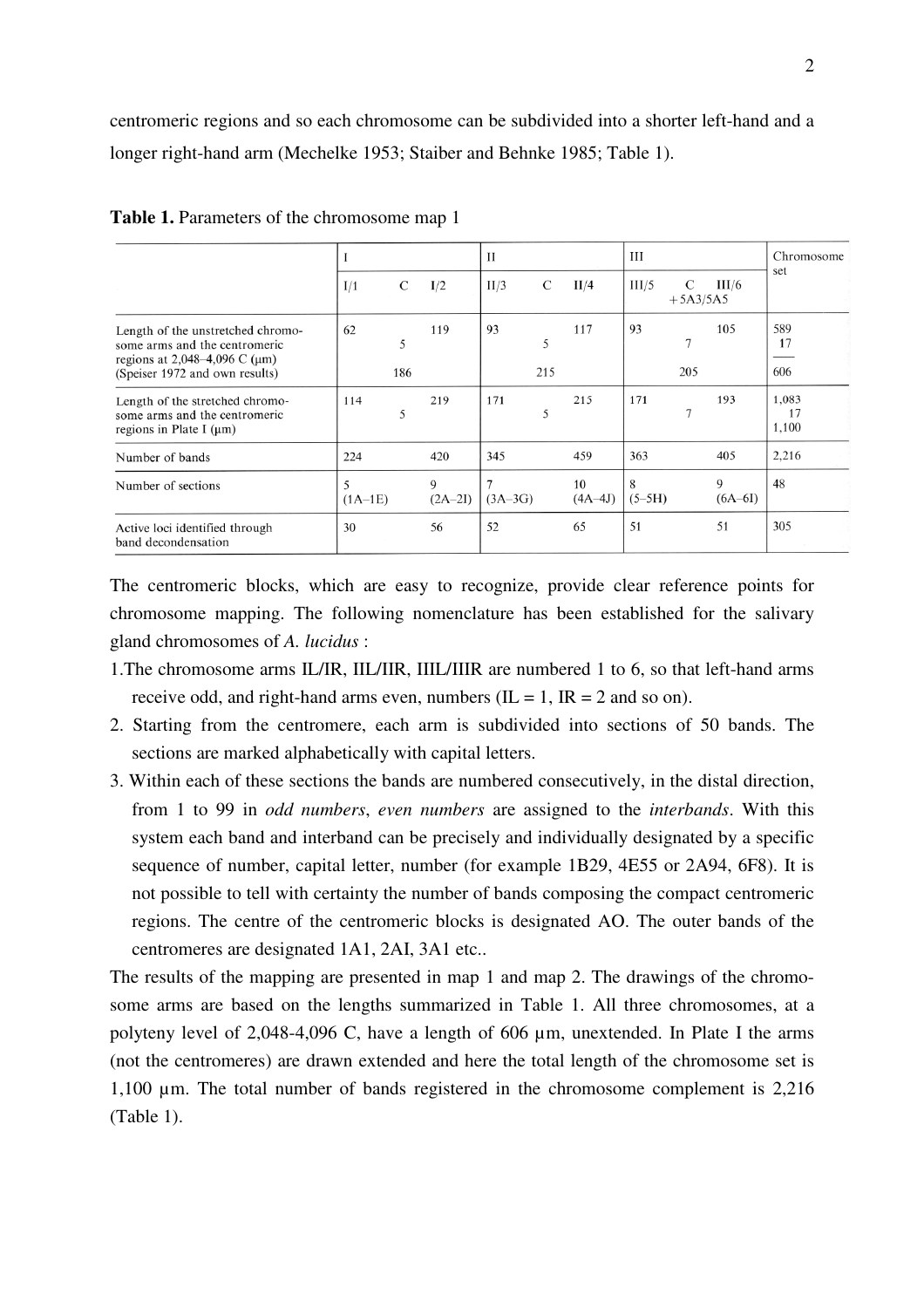centromeric regions and so each chromosome can be subdivided into a shorter left-hand and a longer right-hand arm (Mechelke 1953; Staiber and Behnke 1985; Table 1).

**Table 1.** Parameters of the chromosome map 1

| | I | | | II | | | III | | | Chromosome set |
|---|---|---|---|---|---|---|---|---|---|---|
| | I/1 | C | I/2 | II/3 | C | II/4 | III/5 | C +5A3/5A5 | III/6 | |
| Length of the unstretched chromosome arms and the centromeric regions at 2,048–4,096 C (µm) (Speiser 1972 and own results) | 62 | 5 (186) | 119 | 93 | 5 (215) | 117 | 93 | 7 (205) | 105 | 589 / 17 / 606 |
| Length of the stretched chromosome arms and the centromeric regions in Plate I (µm) | 114 | 5 | 219 | 171 | 5 | 215 | 171 | 7 | 193 | 1,083 / 17 / 1,100 |
| Number of bands | 224 | | 420 | 345 | | 459 | 363 | | 405 | 2,216 |
| Number of sections | 5 (1A–1E) | | 9 (2A–2I) | 7 (3A–3G) | | 10 (4A–4J) | 8 (5–5H) | | 9 (6A–6I) | 48 |
| Active loci identified through band decondensation | 30 | | 56 | 52 | | 65 | 51 | | 51 | 305 |

The centromeric blocks, which are easy to recognize, provide clear reference points for chromosome mapping. The following nomenclature has been established for the salivary gland chromosomes of *A. lucidus* :

1. The chromosome arms IL/IR, IIL/IIR, IIIL/IIIR are numbered 1 to 6, so that left-hand arms receive odd, and right-hand arms even, numbers (IL = 1, IR = 2 and so on).
2. Starting from the centromere, each arm is subdivided into sections of 50 bands. The sections are marked alphabetically with capital letters.
3. Within each of these sections the bands are numbered consecutively, in the distal direction, from 1 to 99 in *odd numbers*, *even numbers* are assigned to the *interbands*. With this system each band and interband can be precisely and individually designated by a specific sequence of number, capital letter, number (for example 1B29, 4E55 or 2A94, 6F8). It is not possible to tell with certainty the number of bands composing the compact centromeric regions. The centre of the centromeric blocks is designated AO. The outer bands of the centromeres are designated 1A1, 2AI, 3A1 etc..

The results of the mapping are presented in map 1 and map 2. The drawings of the chromosome arms are based on the lengths summarized in Table 1. All three chromosomes, at a polyteny level of 2,048-4,096 C, have a length of 606 µm, unextended. In Plate I the arms (not the centromeres) are drawn extended and here the total length of the chromosome set is 1,100 µm. The total number of bands registered in the chromosome complement is 2,216 (Table 1).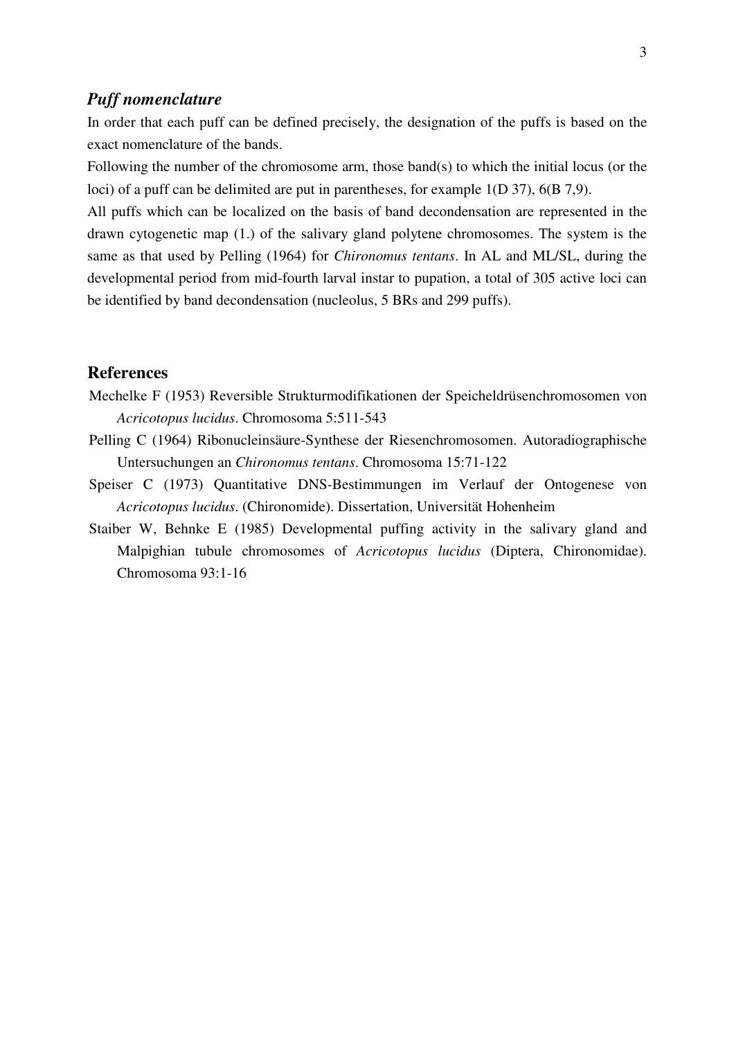### *Puff nomenclature*

In order that each puff can be defined precisely, the designation of the puffs is based on the exact nomenclature of the bands.

Following the number of the chromosome arm, those band(s) to which the initial locus (or the loci) of a puff can be delimited are put in parentheses, for example 1(D 37), 6(B 7,9).

All puffs which can be localized on the basis of band decondensation are represented in the drawn cytogenetic map (1.) of the salivary gland polytene chromosomes. The system is the same as that used by Pelling (1964) for *Chironomus tentans*. In AL and ML/SL, during the developmental period from mid-fourth larval instar to pupation, a total of 305 active loci can be identified by band decondensation (nucleolus, 5 BRs and 299 puffs).

## References

Mechelke F (1953) Reversible Strukturmodifikationen der Speicheldrüsenchromosomen von *Acricotopus lucidus*. Chromosoma 5:511-543

Pelling C (1964) Ribonucleinsäure-Synthese der Riesenchromosomen. Autoradiographische Untersuchungen an *Chironomus tentans*. Chromosoma 15:71-122

Speiser C (1973) Quantitative DNS-Bestimmungen im Verlauf der Ontogenese von *Acricotopus lucidus*. (Chironomide). Dissertation, Universität Hohenheim

Staiber W, Behnke E (1985) Developmental puffing activity in the salivary gland and Malpighian tubule chromosomes of *Acricotopus lucidus* (Diptera, Chironomidae). Chromosoma 93:1-16